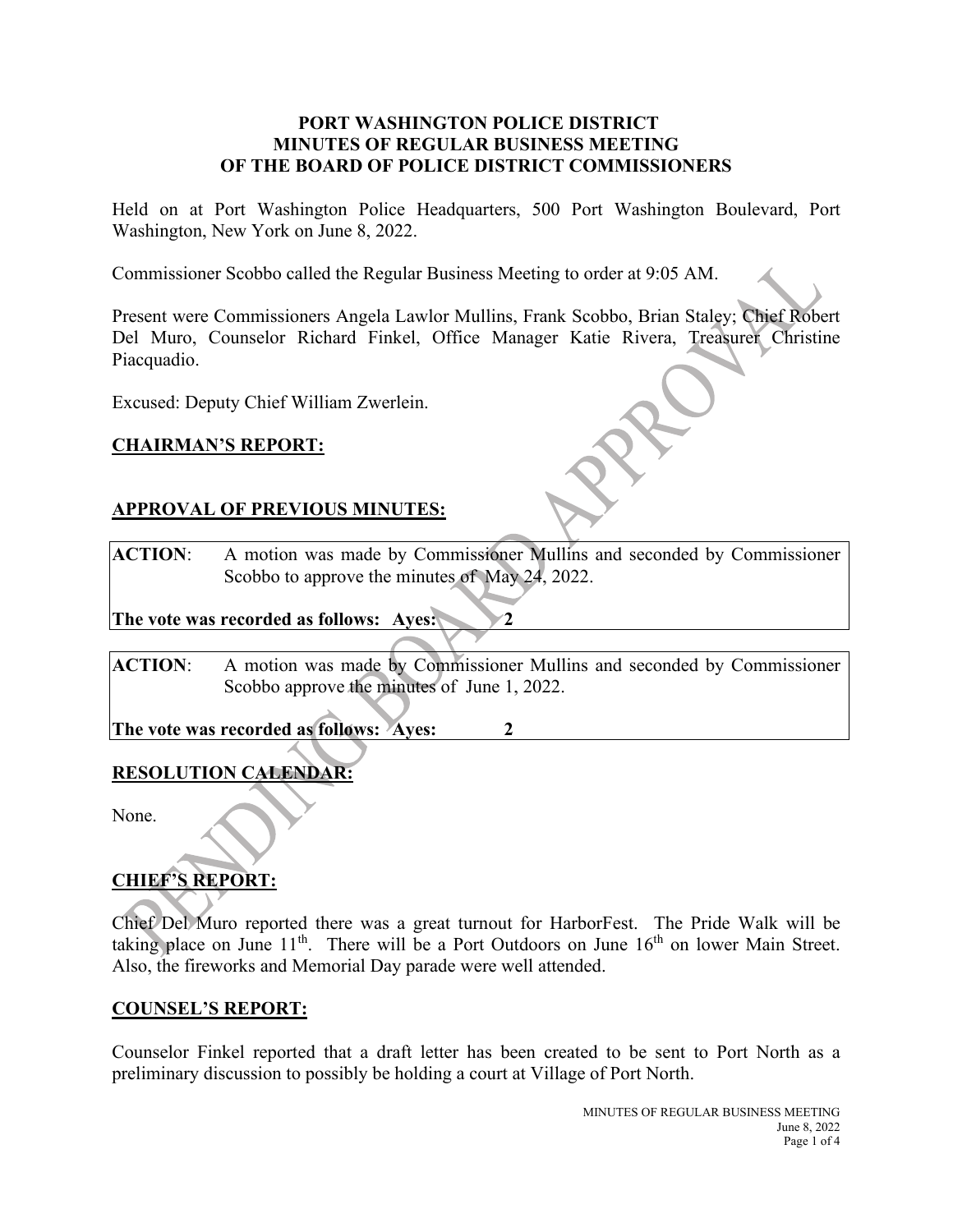**PORT WASHINGTON POLICE DISTRICT**
**MINUTES OF REGULAR BUSINESS MEETING**
**OF THE BOARD OF POLICE DISTRICT COMMISSIONERS**

Held on at Port Washington Police Headquarters, 500 Port Washington Boulevard, Port Washington, New York on June 8, 2022.

Commissioner Scobbo called the Regular Business Meeting to order at 9:05 AM.

Present were Commissioners Angela Lawlor Mullins, Frank Scobbo, Brian Staley; Chief Robert Del Muro, Counselor Richard Finkel, Office Manager Katie Rivera, Treasurer Christine Piacquadio.

Excused: Deputy Chief William Zwerlein.

## CHAIRMAN'S REPORT:

## APPROVAL OF PREVIOUS MINUTES:

**ACTION**: A motion was made by Commissioner Mullins and seconded by Commissioner Scobbo to approve the minutes of May 24, 2022.

**The vote was recorded as follows: Ayes: 2**

**ACTION**: A motion was made by Commissioner Mullins and seconded by Commissioner Scobbo approve the minutes of June 1, 2022.

**The vote was recorded as follows: Ayes: 2**

## RESOLUTION CALENDAR:

None.

## CHIEF'S REPORT:

Chief Del Muro reported there was a great turnout for HarborFest. The Pride Walk will be taking place on June 11th. There will be a Port Outdoors on June 16th on lower Main Street. Also, the fireworks and Memorial Day parade were well attended.

## COUNSEL'S REPORT:

Counselor Finkel reported that a draft letter has been created to be sent to Port North as a preliminary discussion to possibly be holding a court at Village of Port North.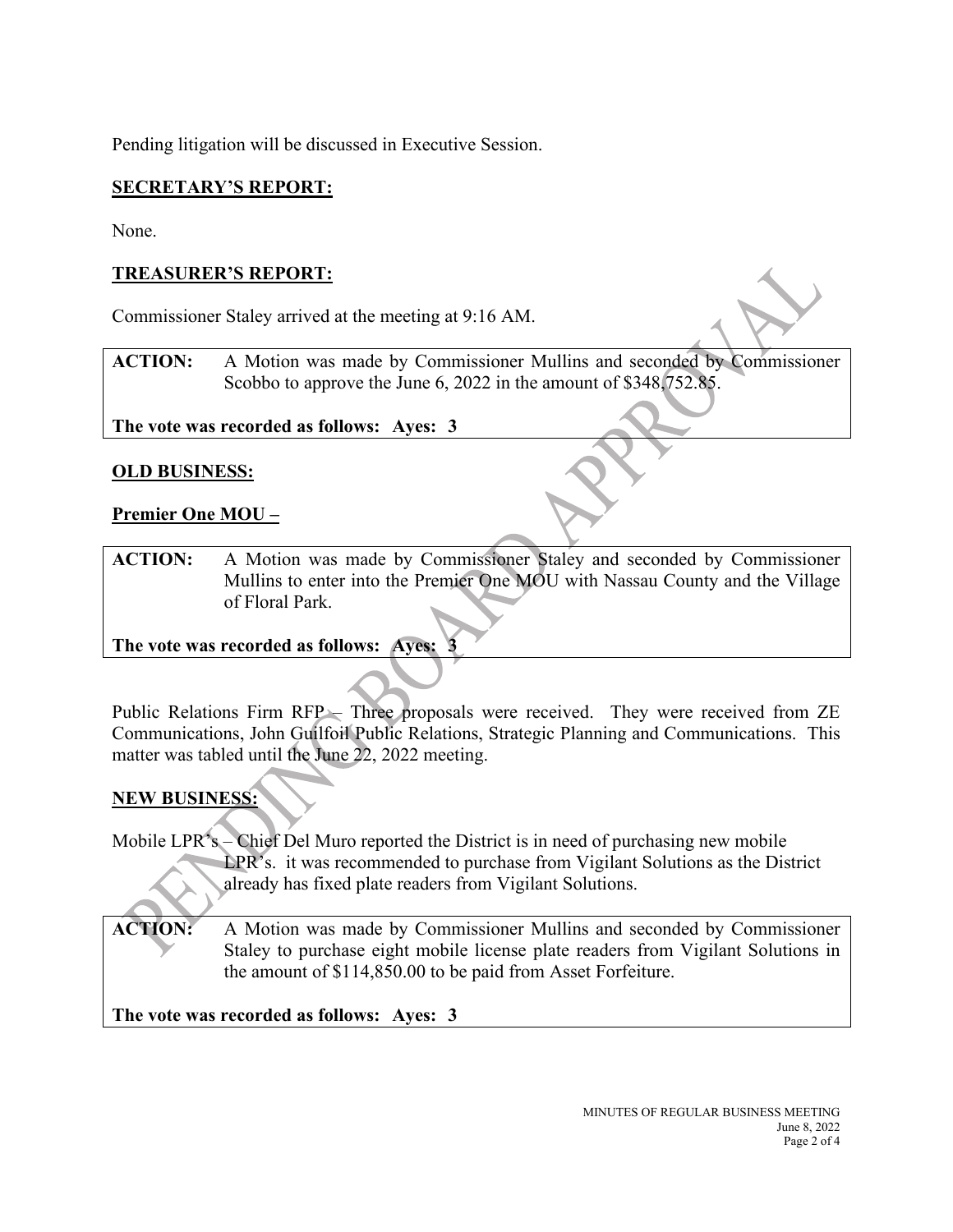Pending litigation will be discussed in Executive Session.

**SECRETARY'S REPORT:**

None.

**TREASURER'S REPORT:**

Commissioner Staley arrived at the meeting at 9:16 AM.

**ACTION:** A Motion was made by Commissioner Mullins and seconded by Commissioner Scobbo to approve the June 6, 2022 in the amount of $348,752.85.

**The vote was recorded as follows: Ayes: 3**

**OLD BUSINESS:**

**Premier One MOU –**

**ACTION:** A Motion was made by Commissioner Staley and seconded by Commissioner Mullins to enter into the Premier One MOU with Nassau County and the Village of Floral Park.

**The vote was recorded as follows: Ayes: 3**

Public Relations Firm RFP – Three proposals were received. They were received from ZE Communications, John Guilfoil Public Relations, Strategic Planning and Communications. This matter was tabled until the June 22, 2022 meeting.

**NEW BUSINESS:**

Mobile LPR's – Chief Del Muro reported the District is in need of purchasing new mobile LPR's. it was recommended to purchase from Vigilant Solutions as the District already has fixed plate readers from Vigilant Solutions.

**ACTION:** A Motion was made by Commissioner Mullins and seconded by Commissioner Staley to purchase eight mobile license plate readers from Vigilant Solutions in the amount of $114,850.00 to be paid from Asset Forfeiture.

**The vote was recorded as follows: Ayes: 3**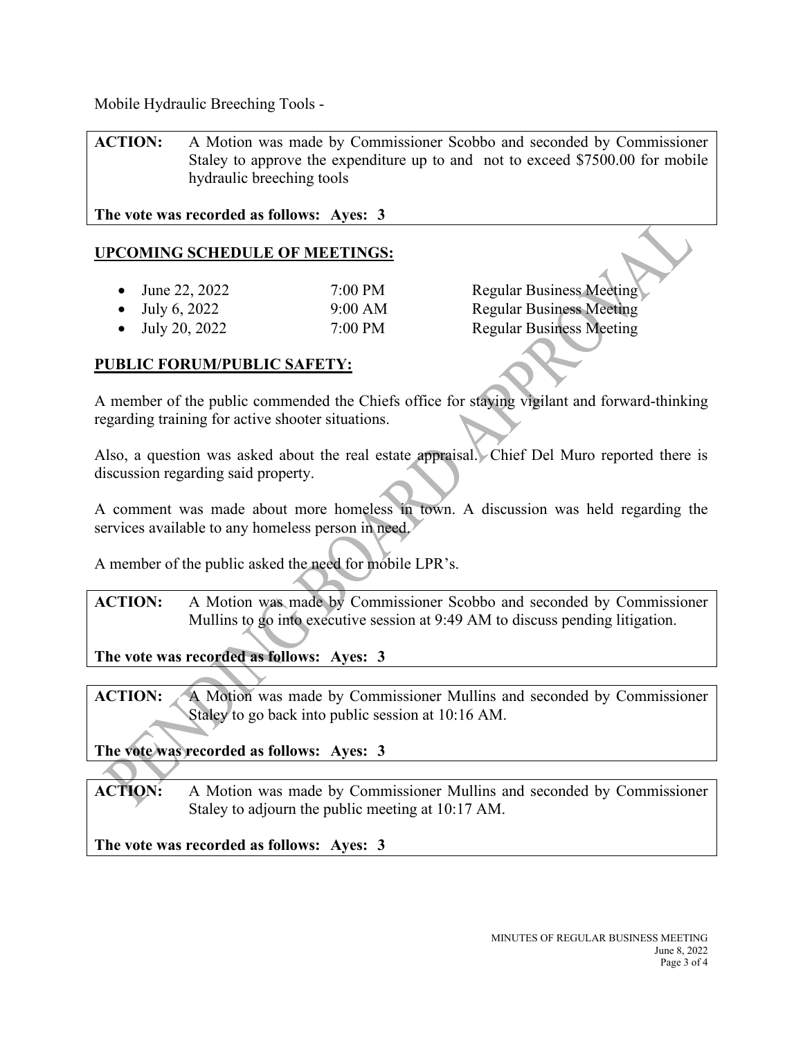Mobile Hydraulic Breeching Tools -

**ACTION:** A Motion was made by Commissioner Scobbo and seconded by Commissioner Staley to approve the expenditure up to and not to exceed $7500.00 for mobile hydraulic breeching tools

**The vote was recorded as follows: Ayes: 3**

## UPCOMING SCHEDULE OF MEETINGS:

- June 22, 2022 — 7:00 PM — Regular Business Meeting
- July 6, 2022 — 9:00 AM — Regular Business Meeting
- July 20, 2022 — 7:00 PM — Regular Business Meeting

## PUBLIC FORUM/PUBLIC SAFETY:

A member of the public commended the Chiefs office for staying vigilant and forward-thinking regarding training for active shooter situations.

Also, a question was asked about the real estate appraisal. Chief Del Muro reported there is discussion regarding said property.

A comment was made about more homeless in town. A discussion was held regarding the services available to any homeless person in need.

A member of the public asked the need for mobile LPR's.

**ACTION:** A Motion was made by Commissioner Scobbo and seconded by Commissioner Mullins to go into executive session at 9:49 AM to discuss pending litigation.

**The vote was recorded as follows: Ayes: 3**

**ACTION:** A Motion was made by Commissioner Mullins and seconded by Commissioner Staley to go back into public session at 10:16 AM.

**The vote was recorded as follows: Ayes: 3**

**ACTION:** A Motion was made by Commissioner Mullins and seconded by Commissioner Staley to adjourn the public meeting at 10:17 AM.

**The vote was recorded as follows: Ayes: 3**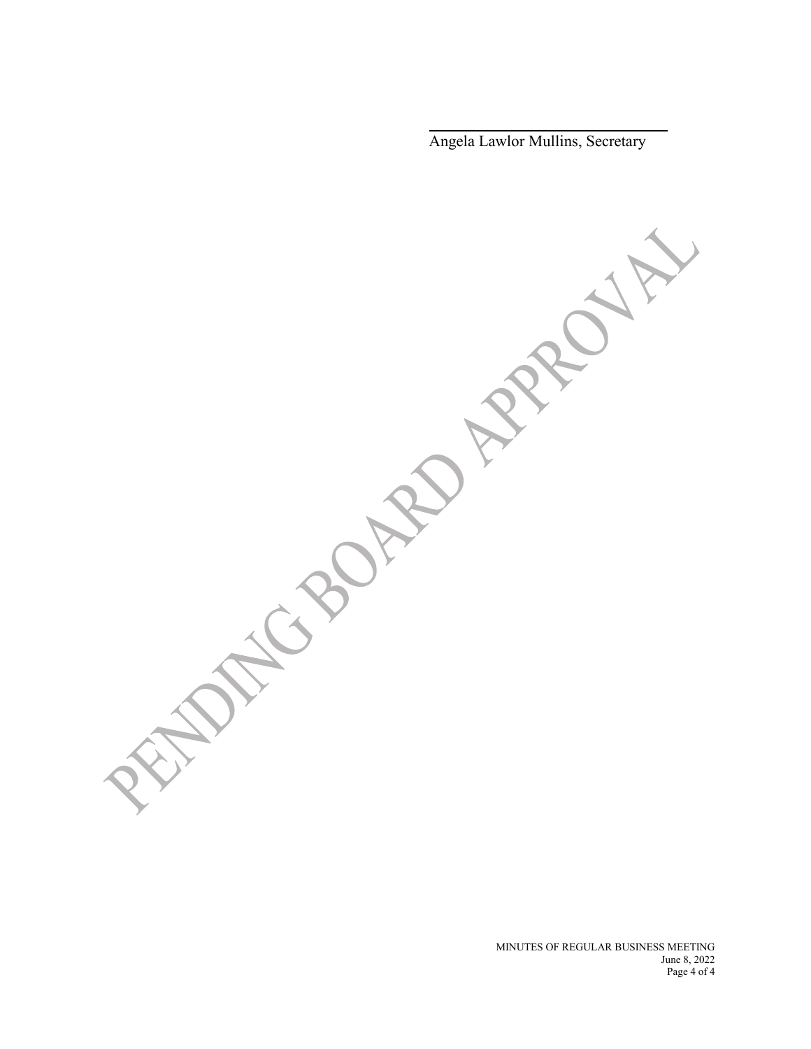\_\_\_\_\_\_\_\_\_\_\_\_\_\_\_\_\_\_\_\_\_\_\_\_\_\_\_\_\_\_

Angela Lawlor Mullins, Secretary

PENDING BOARD APPROVAL